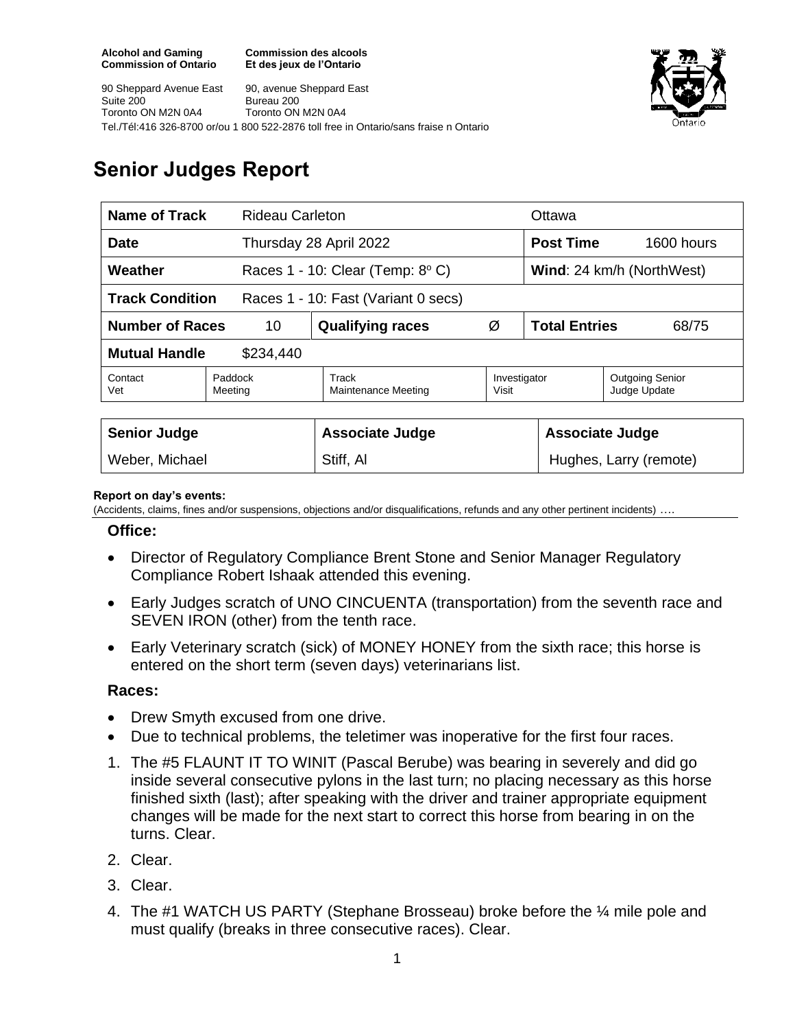**Alcohol and Gaming Commission of Ontario**
**Commission des alcools Et des jeux de l'Ontario**

90 Sheppard Avenue East
Suite 200
Toronto ON M2N 0A4

90, avenue Sheppard East
Bureau 200
Toronto ON M2N 0A4

Tel./Tél:416 326-8700 or/ou 1 800 522-2876 toll free in Ontario/sans fraise n Ontario

# Senior Judges Report

| **Name of Track** | Rideau Carleton | | | Ottawa | |
|---|---|---|---|---|---|
| **Date** | Thursday 28 April 2022 | | | **Post Time** | 1600 hours |
| **Weather** | Races 1 - 10: Clear (Temp: 8° C) | | | **Wind**: 24 km/h (NorthWest) | |
| **Track Condition** | Races 1 - 10: Fast (Variant 0 secs) | | | | |
| **Number of Races** | 10 | **Qualifying races** | Ø | **Total Entries** | 68/75 |
| **Mutual Handle** | $234,440 | | | | |
| Contact Vet | Paddock Meeting | Track Maintenance Meeting | Investigator Visit | Outgoing Senior Judge Update | |

| **Senior Judge** | **Associate Judge** | **Associate Judge** |
|---|---|---|
| Weber, Michael | Stiff, Al | Hughes, Larry (remote) |

**Report on day's events:**
(Accidents, claims, fines and/or suspensions, objections and/or disqualifications, refunds and any other pertinent incidents) ….

### Office:

- Director of Regulatory Compliance Brent Stone and Senior Manager Regulatory Compliance Robert Ishaak attended this evening.
- Early Judges scratch of UNO CINCUENTA (transportation) from the seventh race and SEVEN IRON (other) from the tenth race.
- Early Veterinary scratch (sick) of MONEY HONEY from the sixth race; this horse is entered on the short term (seven days) veterinarians list.

### Races:

- Drew Smyth excused from one drive.
- Due to technical problems, the teletimer was inoperative for the first four races.

1. The #5 FLAUNT IT TO WINIT (Pascal Berube) was bearing in severely and did go inside several consecutive pylons in the last turn; no placing necessary as this horse finished sixth (last); after speaking with the driver and trainer appropriate equipment changes will be made for the next start to correct this horse from bearing in on the turns. Clear.
2. Clear.
3. Clear.
4. The #1 WATCH US PARTY (Stephane Brosseau) broke before the ¼ mile pole and must qualify (breaks in three consecutive races). Clear.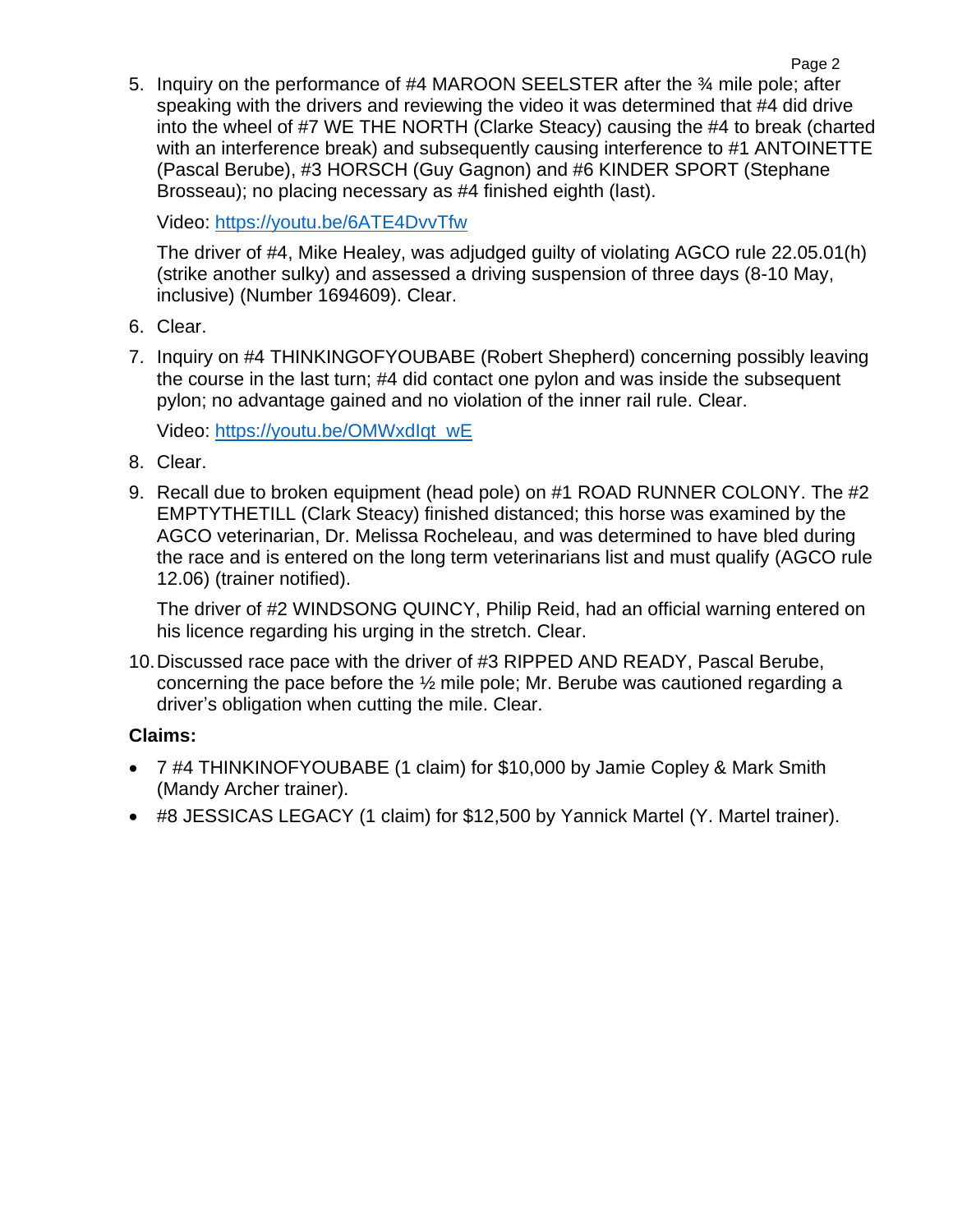5. Inquiry on the performance of #4 MAROON SEELSTER after the ¾ mile pole; after speaking with the drivers and reviewing the video it was determined that #4 did drive into the wheel of #7 WE THE NORTH (Clarke Steacy) causing the #4 to break (charted with an interference break) and subsequently causing interference to #1 ANTOINETTE (Pascal Berube), #3 HORSCH (Guy Gagnon) and #6 KINDER SPORT (Stephane Brosseau); no placing necessary as #4 finished eighth (last).

   Video: https://youtu.be/6ATE4DvvTfw

   The driver of #4, Mike Healey, was adjudged guilty of violating AGCO rule 22.05.01(h) (strike another sulky) and assessed a driving suspension of three days (8-10 May, inclusive) (Number 1694609). Clear.

6. Clear.

7. Inquiry on #4 THINKINGOFYOUBABE (Robert Shepherd) concerning possibly leaving the course in the last turn; #4 did contact one pylon and was inside the subsequent pylon; no advantage gained and no violation of the inner rail rule. Clear.

   Video: https://youtu.be/OMWxdIqt_wE

8. Clear.

9. Recall due to broken equipment (head pole) on #1 ROAD RUNNER COLONY. The #2 EMPTYTHETILL (Clark Steacy) finished distanced; this horse was examined by the AGCO veterinarian, Dr. Melissa Rocheleau, and was determined to have bled during the race and is entered on the long term veterinarians list and must qualify (AGCO rule 12.06) (trainer notified).

   The driver of #2 WINDSONG QUINCY, Philip Reid, had an official warning entered on his licence regarding his urging in the stretch. Clear.

10. Discussed race pace with the driver of #3 RIPPED AND READY, Pascal Berube, concerning the pace before the ½ mile pole; Mr. Berube was cautioned regarding a driver's obligation when cutting the mile. Clear.

**Claims:**

- 7 #4 THINKINOFYOUBABE (1 claim) for $10,000 by Jamie Copley & Mark Smith (Mandy Archer trainer).
- #8 JESSICAS LEGACY (1 claim) for $12,500 by Yannick Martel (Y. Martel trainer).